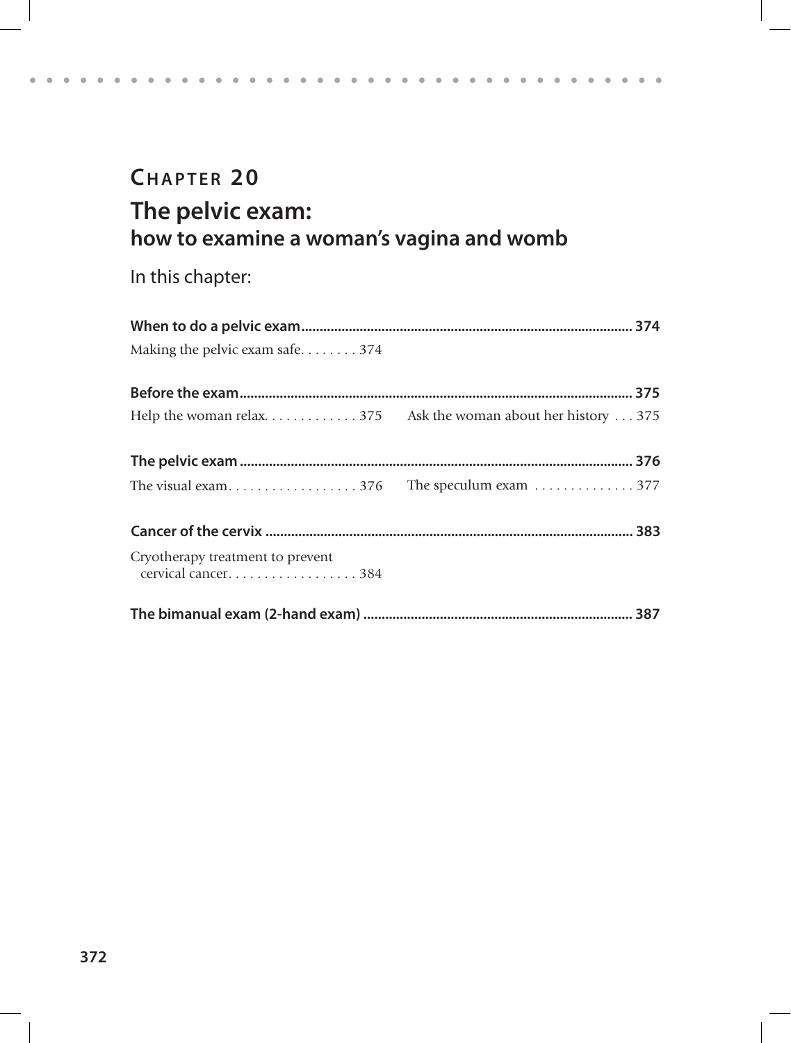# CHAPTER 20

## The pelvic exam: how to examine a woman's vagina and womb

In this chapter:

**When to do a pelvic exam .......... 374**

Making the pelvic exam safe. . . . . . . . 374

**Before the exam .......... 375**

Help the woman relax. . . . . . . . . . . . . 375

Ask the woman about her history . . . 375

**The pelvic exam .......... 376**

The visual exam. . . . . . . . . . . . . . . . . . 376

The speculum exam . . . . . . . . . . . . . . 377

**Cancer of the cervix .......... 383**

Cryotherapy treatment to prevent cervical cancer. . . . . . . . . . . . . . . . . . 384

**The bimanual exam (2-hand exam) .......... 387**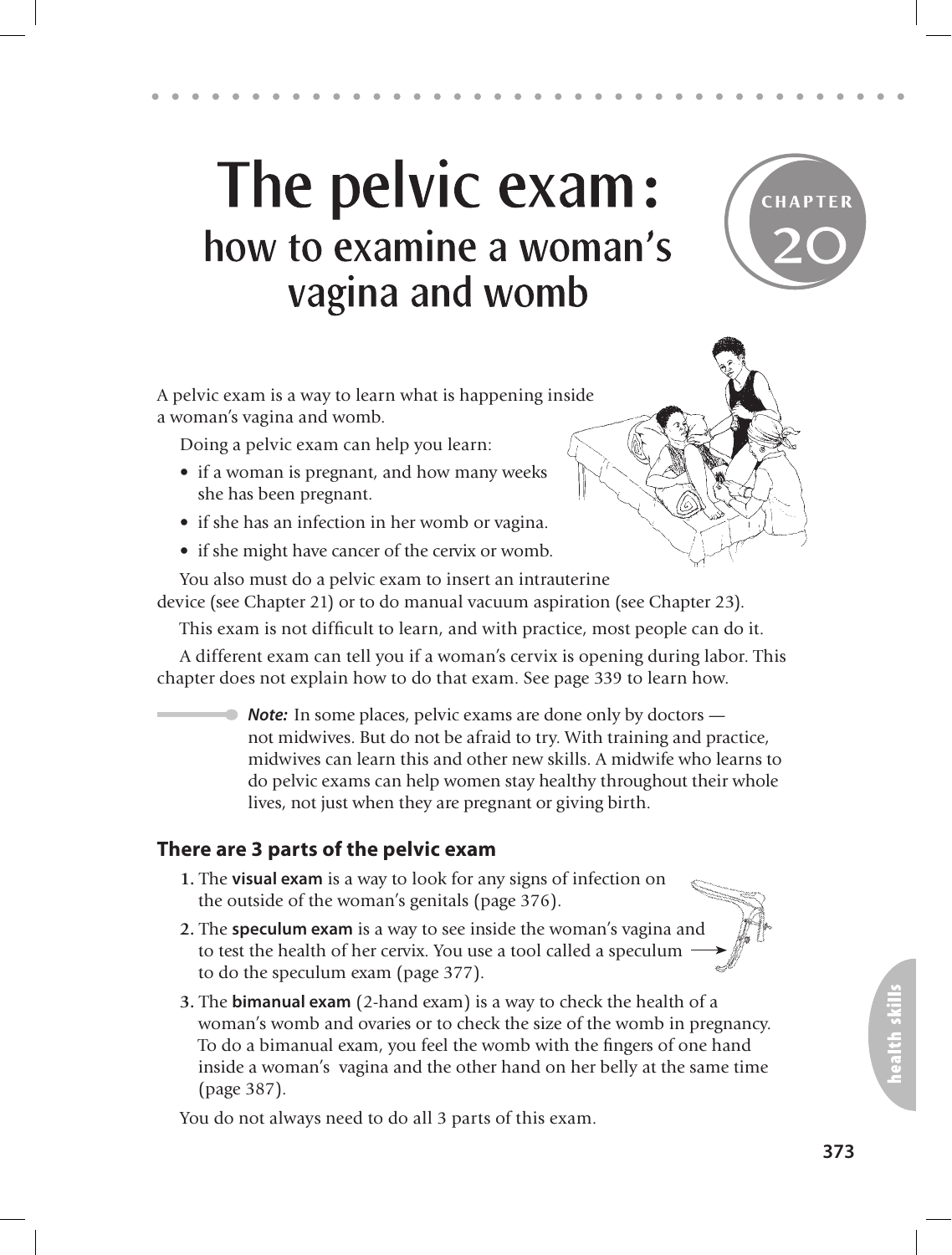# The pelvic exam:

## how to examine a woman's vagina and womb

CHAPTER 20

A pelvic exam is a way to learn what is happening inside a woman's vagina and womb.

Doing a pelvic exam can help you learn:

- if a woman is pregnant, and how many weeks she has been pregnant.
- if she has an infection in her womb or vagina.
- if she might have cancer of the cervix or womb.

You also must do a pelvic exam to insert an intrauterine device (see Chapter 21) or to do manual vacuum aspiration (see Chapter 23).

This exam is not difficult to learn, and with practice, most people can do it.

A different exam can tell you if a woman's cervix is opening during labor. This chapter does not explain how to do that exam. See page 339 to learn how.

***Note:*** In some places, pelvic exams are done only by doctors — not midwives. But do not be afraid to try. With training and practice, midwives can learn this and other new skills. A midwife who learns to do pelvic exams can help women stay healthy throughout their whole lives, not just when they are pregnant or giving birth.

### There are 3 parts of the pelvic exam

1. The **visual exam** is a way to look for any signs of infection on the outside of the woman's genitals (page 376).
2. The **speculum exam** is a way to see inside the woman's vagina and to test the health of her cervix. You use a tool called a speculum to do the speculum exam (page 377).
3. The **bimanual exam** (2-hand exam) is a way to check the health of a woman's womb and ovaries or to check the size of the womb in pregnancy. To do a bimanual exam, you feel the womb with the fingers of one hand inside a woman's vagina and the other hand on her belly at the same time (page 387).

You do not always need to do all 3 parts of this exam.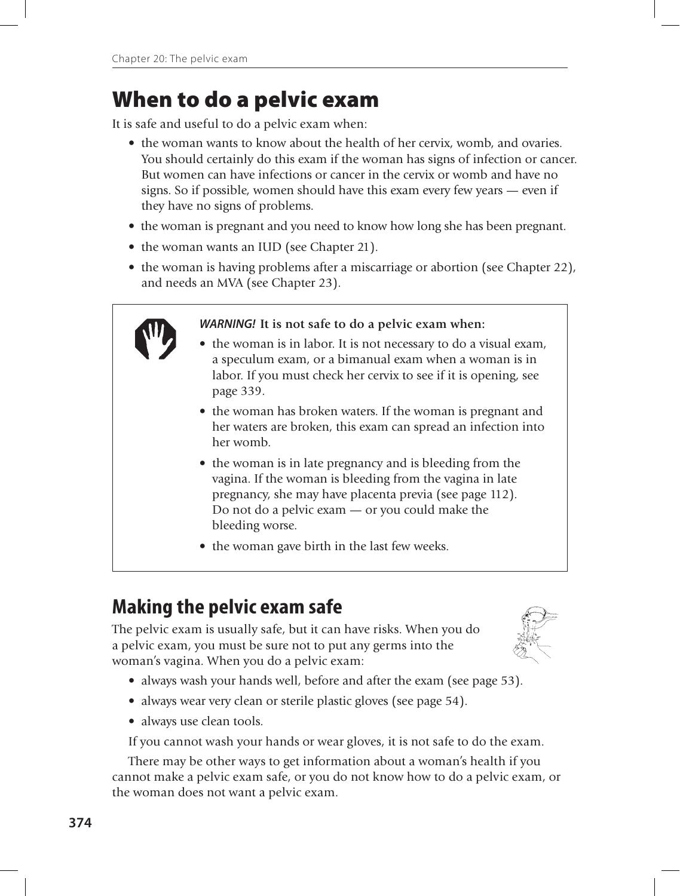# When to do a pelvic exam

It is safe and useful to do a pelvic exam when:

- the woman wants to know about the health of her cervix, womb, and ovaries. You should certainly do this exam if the woman has signs of infection or cancer. But women can have infections or cancer in the cervix or womb and have no signs. So if possible, women should have this exam every few years — even if they have no signs of problems.
- the woman is pregnant and you need to know how long she has been pregnant.
- the woman wants an IUD (see Chapter 21).
- the woman is having problems after a miscarriage or abortion (see Chapter 22), and needs an MVA (see Chapter 23).

> ***WARNING!*** **It is not safe to do a pelvic exam when:**
>
> - the woman is in labor. It is not necessary to do a visual exam, a speculum exam, or a bimanual exam when a woman is in labor. If you must check her cervix to see if it is opening, see page 339.
> - the woman has broken waters. If the woman is pregnant and her waters are broken, this exam can spread an infection into her womb.
> - the woman is in late pregnancy and is bleeding from the vagina. If the woman is bleeding from the vagina in late pregnancy, she may have placenta previa (see page 112). Do not do a pelvic exam — or you could make the bleeding worse.
> - the woman gave birth in the last few weeks.

## Making the pelvic exam safe

The pelvic exam is usually safe, but it can have risks. When you do a pelvic exam, you must be sure not to put any germs into the woman's vagina. When you do a pelvic exam:

- always wash your hands well, before and after the exam (see page 53).
- always wear very clean or sterile plastic gloves (see page 54).
- always use clean tools.

If you cannot wash your hands or wear gloves, it is not safe to do the exam.

There may be other ways to get information about a woman's health if you cannot make a pelvic exam safe, or you do not know how to do a pelvic exam, or the woman does not want a pelvic exam.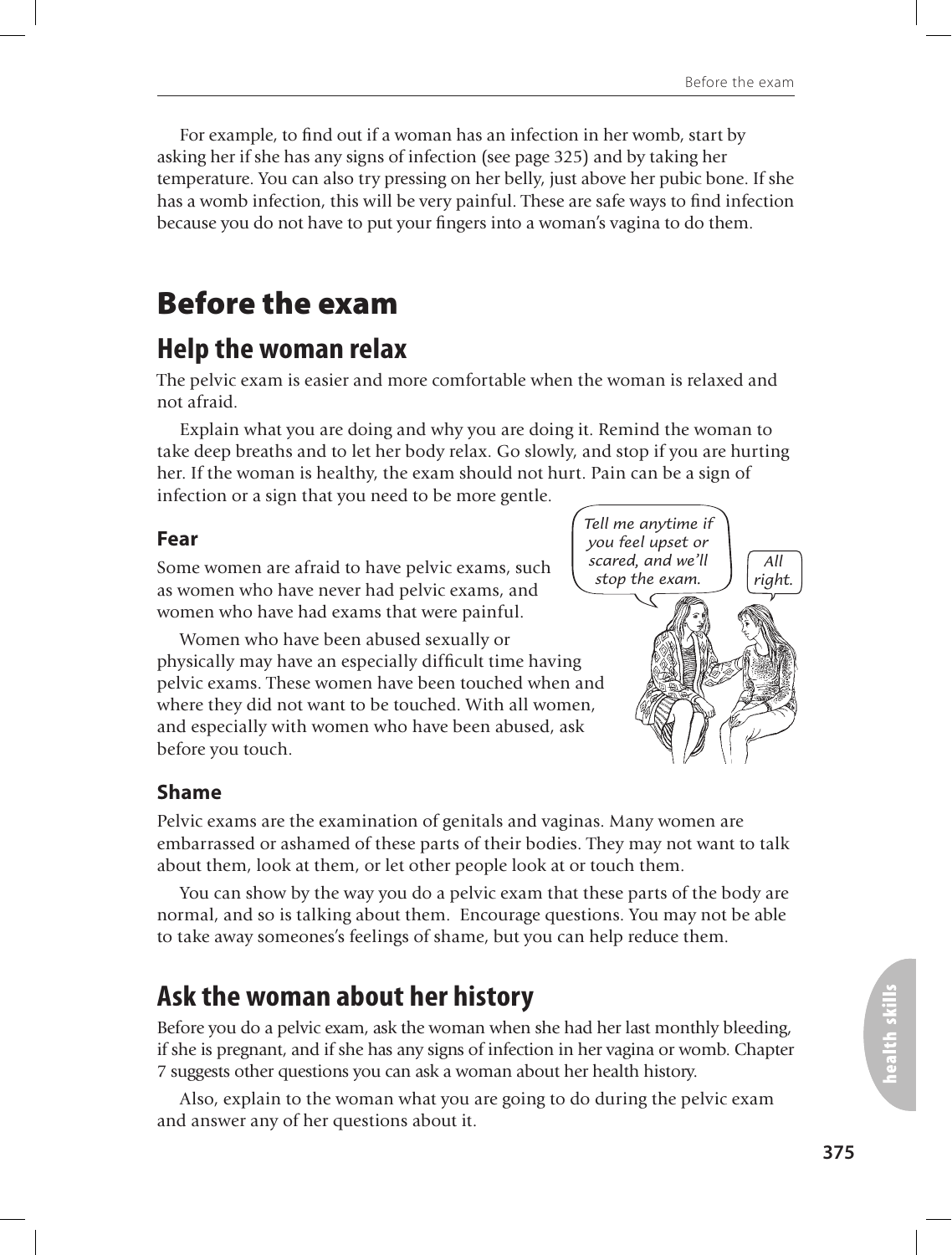For example, to find out if a woman has an infection in her womb, start by asking her if she has any signs of infection (see page 325) and by taking her temperature. You can also try pressing on her belly, just above her pubic bone. If she has a womb infection, this will be very painful. These are safe ways to find infection because you do not have to put your fingers into a woman's vagina to do them.

# Before the exam

## Help the woman relax

The pelvic exam is easier and more comfortable when the woman is relaxed and not afraid.

Explain what you are doing and why you are doing it. Remind the woman to take deep breaths and to let her body relax. Go slowly, and stop if you are hurting her. If the woman is healthy, the exam should not hurt. Pain can be a sign of infection or a sign that you need to be more gentle.

### Fear

Some women are afraid to have pelvic exams, such as women who have never had pelvic exams, and women who have had exams that were painful.

Women who have been abused sexually or physically may have an especially difficult time having pelvic exams. These women have been touched when and where they did not want to be touched. With all women, and especially with women who have been abused, ask before you touch.

*Tell me anytime if you feel upset or scared, and we'll stop the exam.*

*All right.*

### Shame

Pelvic exams are the examination of genitals and vaginas. Many women are embarrassed or ashamed of these parts of their bodies. They may not want to talk about them, look at them, or let other people look at or touch them.

You can show by the way you do a pelvic exam that these parts of the body are normal, and so is talking about them. Encourage questions. You may not be able to take away someones's feelings of shame, but you can help reduce them.

## Ask the woman about her history

Before you do a pelvic exam, ask the woman when she had her last monthly bleeding, if she is pregnant, and if she has any signs of infection in her vagina or womb. Chapter 7 suggests other questions you can ask a woman about her health history.

Also, explain to the woman what you are going to do during the pelvic exam and answer any of her questions about it.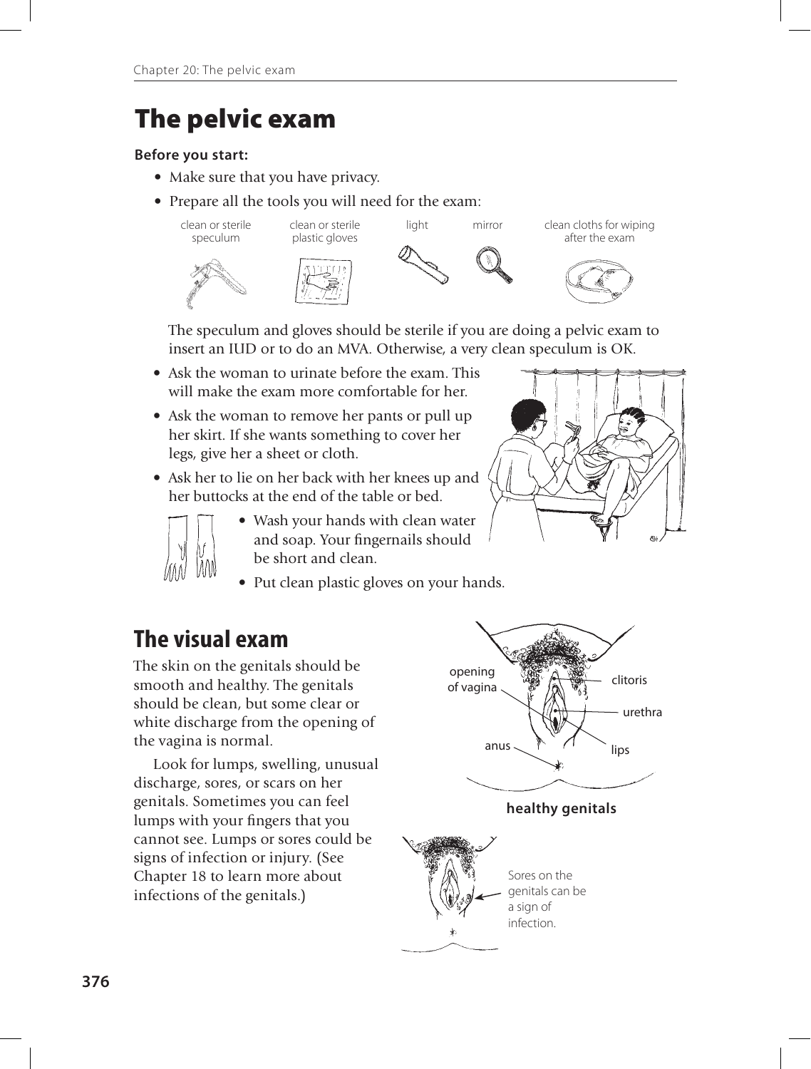# The pelvic exam

**Before you start:**

- Make sure that you have privacy.
- Prepare all the tools you will need for the exam:

clean or sterile speculum | clean or sterile plastic gloves | light | mirror | clean cloths for wiping after the exam

The speculum and gloves should be sterile if you are doing a pelvic exam to insert an IUD or to do an MVA. Otherwise, a very clean speculum is OK.

- Ask the woman to urinate before the exam. This will make the exam more comfortable for her.
- Ask the woman to remove her pants or pull up her skirt. If she wants something to cover her legs, give her a sheet or cloth.
- Ask her to lie on her back with her knees up and her buttocks at the end of the table or bed.
- Wash your hands with clean water and soap. Your fingernails should be short and clean.
- Put clean plastic gloves on your hands.

## The visual exam

The skin on the genitals should be smooth and healthy. The genitals should be clean, but some clear or white discharge from the opening of the vagina is normal.

Look for lumps, swelling, unusual discharge, sores, or scars on her genitals. Sometimes you can feel lumps with your fingers that you cannot see. Lumps or sores could be signs of infection or injury. (See Chapter 18 to learn more about infections of the genitals.)

opening of vagina, clitoris, urethra, anus, lips

**healthy genitals**

Sores on the genitals can be a sign of infection.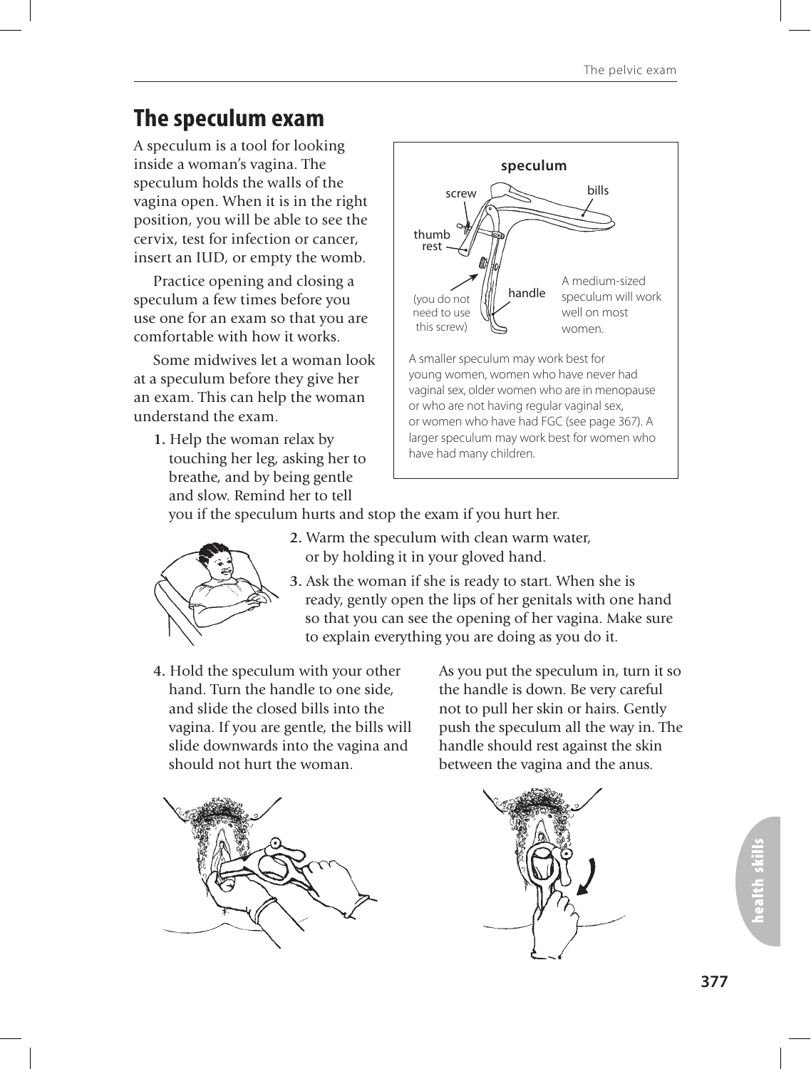## The speculum exam

A speculum is a tool for looking inside a woman's vagina. The speculum holds the walls of the vagina open. When it is in the right position, you will be able to see the cervix, test for infection or cancer, insert an IUD, or empty the womb.

Practice opening and closing a speculum a few times before you use one for an exam so that you are comfortable with how it works.

Some midwives let a woman look at a speculum before they give her an exam. This can help the woman understand the exam.

**speculum**

screw — bills — thumb rest — handle

(you do not need to use this screw)

A medium-sized speculum will work well on most women.

A smaller speculum may work best for young women, women who have never had vaginal sex, older women who are in menopause or who are not having regular vaginal sex, or women who have had FGC (see page 367). A larger speculum may work best for women who have had many children.

1. Help the woman relax by touching her leg, asking her to breathe, and by being gentle and slow. Remind her to tell you if the speculum hurts and stop the exam if you hurt her.

2. Warm the speculum with clean warm water, or by holding it in your gloved hand.

3. Ask the woman if she is ready to start. When she is ready, gently open the lips of her genitals with one hand so that you can see the opening of her vagina. Make sure to explain everything you are doing as you do it.

4. Hold the speculum with your other hand. Turn the handle to one side, and slide the closed bills into the vagina. If you are gentle, the bills will slide downwards into the vagina and should not hurt the woman.

As you put the speculum in, turn it so the handle is down. Be very careful not to pull her skin or hairs. Gently push the speculum all the way in. The handle should rest against the skin between the vagina and the anus.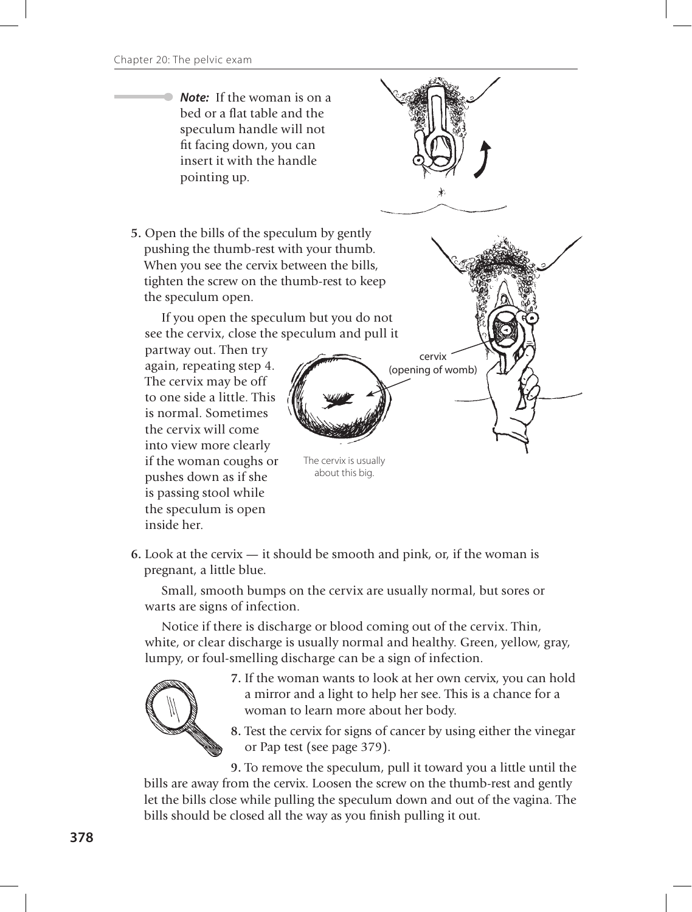***Note:*** If the woman is on a bed or a flat table and the speculum handle will not fit facing down, you can insert it with the handle pointing up.

5. Open the bills of the speculum by gently pushing the thumb-rest with your thumb. When you see the cervix between the bills, tighten the screw on the thumb-rest to keep the speculum open.

   If you open the speculum but you do not see the cervix, close the speculum and pull it partway out. Then try again, repeating step 4. The cervix may be off to one side a little. This is normal. Sometimes the cervix will come into view more clearly if the woman coughs or pushes down as if she is passing stool while the speculum is open inside her.

cervix (opening of womb)

The cervix is usually about this big.

6. Look at the cervix — it should be smooth and pink, or, if the woman is pregnant, a little blue.

   Small, smooth bumps on the cervix are usually normal, but sores or warts are signs of infection.

   Notice if there is discharge or blood coming out of the cervix. Thin, white, or clear discharge is usually normal and healthy. Green, yellow, gray, lumpy, or foul-smelling discharge can be a sign of infection.

7. If the woman wants to look at her own cervix, you can hold a mirror and a light to help her see. This is a chance for a woman to learn more about her body.

8. Test the cervix for signs of cancer by using either the vinegar or Pap test (see page 379).

9. To remove the speculum, pull it toward you a little until the bills are away from the cervix. Loosen the screw on the thumb-rest and gently let the bills close while pulling the speculum down and out of the vagina. The bills should be closed all the way as you finish pulling it out.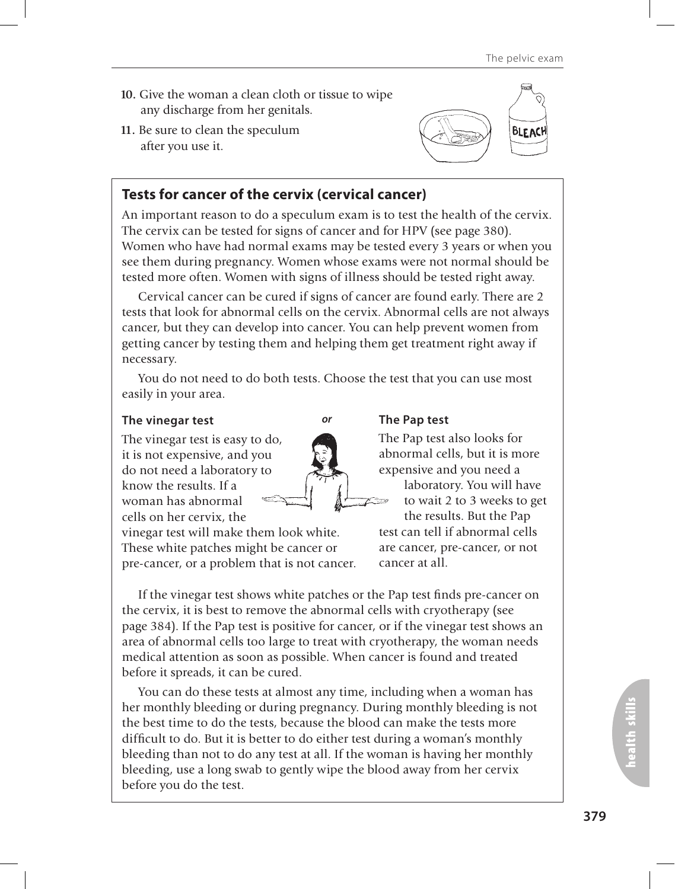10. Give the woman a clean cloth or tissue to wipe any discharge from her genitals.
11. Be sure to clean the speculum after you use it.

## Tests for cancer of the cervix (cervical cancer)

An important reason to do a speculum exam is to test the health of the cervix. The cervix can be tested for signs of cancer and for HPV (see page 380). Women who have had normal exams may be tested every 3 years or when you see them during pregnancy. Women whose exams were not normal should be tested more often. Women with signs of illness should be tested right away.

Cervical cancer can be cured if signs of cancer are found early. There are 2 tests that look for abnormal cells on the cervix. Abnormal cells are not always cancer, but they can develop into cancer. You can help prevent women from getting cancer by testing them and helping them get treatment right away if necessary.

You do not need to do both tests. Choose the test that you can use most easily in your area.

### The vinegar test

The vinegar test is easy to do, it is not expensive, and you do not need a laboratory to know the results. If a woman has abnormal cells on her cervix, the vinegar test will make them look white. These white patches might be cancer or pre-cancer, or a problem that is not cancer.

*or*

### The Pap test

The Pap test also looks for abnormal cells, but it is more expensive and you need a laboratory. You will have to wait 2 to 3 weeks to get the results. But the Pap test can tell if abnormal cells are cancer, pre-cancer, or not cancer at all.

If the vinegar test shows white patches or the Pap test finds pre-cancer on the cervix, it is best to remove the abnormal cells with cryotherapy (see page 384). If the Pap test is positive for cancer, or if the vinegar test shows an area of abnormal cells too large to treat with cryotherapy, the woman needs medical attention as soon as possible. When cancer is found and treated before it spreads, it can be cured.

You can do these tests at almost any time, including when a woman has her monthly bleeding or during pregnancy. During monthly bleeding is not the best time to do the tests, because the blood can make the tests more difficult to do. But it is better to do either test during a woman's monthly bleeding than not to do any test at all. If the woman is having her monthly bleeding, use a long swab to gently wipe the blood away from her cervix before you do the test.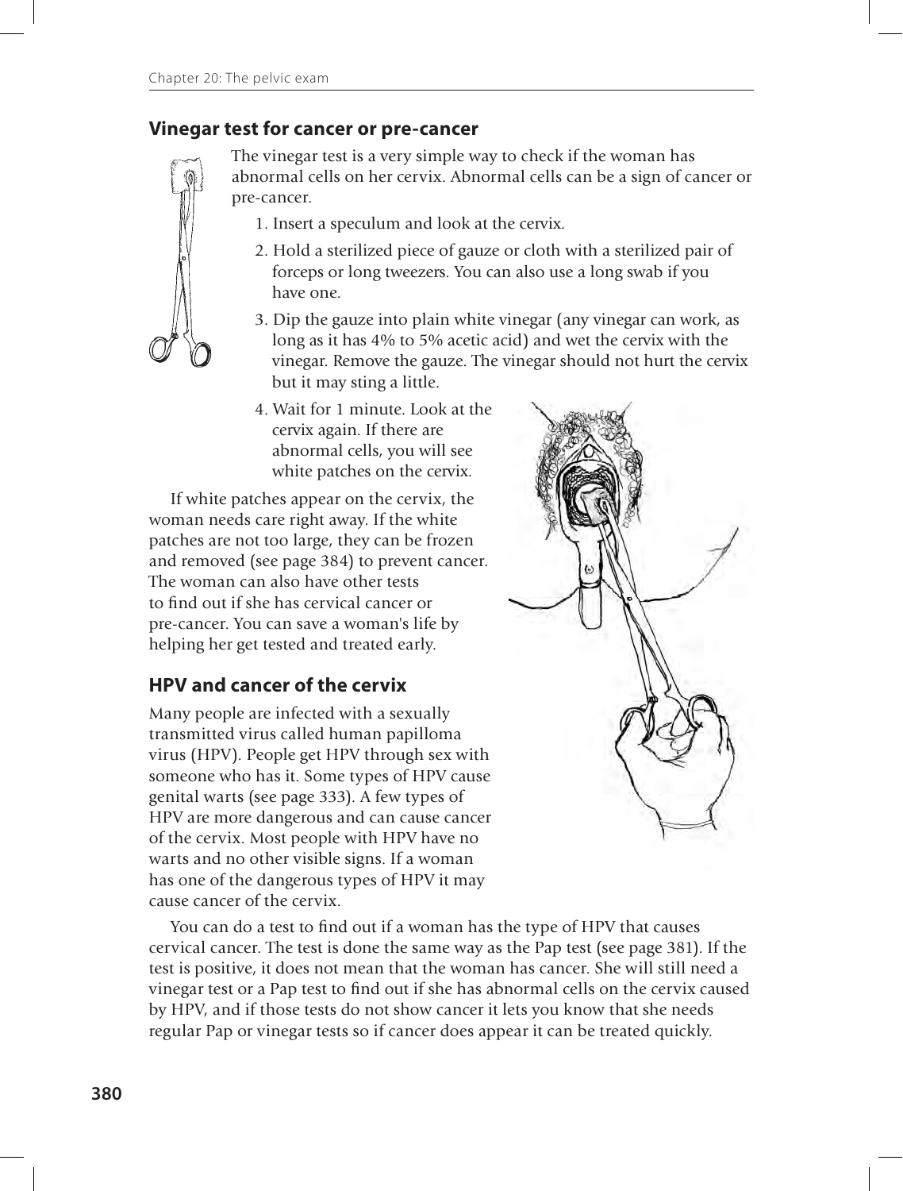## Vinegar test for cancer or pre-cancer

The vinegar test is a very simple way to check if the woman has abnormal cells on her cervix. Abnormal cells can be a sign of cancer or pre-cancer.

1. Insert a speculum and look at the cervix.
2. Hold a sterilized piece of gauze or cloth with a sterilized pair of forceps or long tweezers. You can also use a long swab if you have one.
3. Dip the gauze into plain white vinegar (any vinegar can work, as long as it has 4% to 5% acetic acid) and wet the cervix with the vinegar. Remove the gauze. The vinegar should not hurt the cervix but it may sting a little.
4. Wait for 1 minute. Look at the cervix again. If there are abnormal cells, you will see white patches on the cervix.

If white patches appear on the cervix, the woman needs care right away. If the white patches are not too large, they can be frozen and removed (see page 384) to prevent cancer. The woman can also have other tests to find out if she has cervical cancer or pre-cancer. You can save a woman's life by helping her get tested and treated early.

## HPV and cancer of the cervix

Many people are infected with a sexually transmitted virus called human papilloma virus (HPV). People get HPV through sex with someone who has it. Some types of HPV cause genital warts (see page 333). A few types of HPV are more dangerous and can cause cancer of the cervix. Most people with HPV have no warts and no other visible signs. If a woman has one of the dangerous types of HPV it may cause cancer of the cervix.

You can do a test to find out if a woman has the type of HPV that causes cervical cancer. The test is done the same way as the Pap test (see page 381). If the test is positive, it does not mean that the woman has cancer. She will still need a vinegar test or a Pap test to find out if she has abnormal cells on the cervix caused by HPV, and if those tests do not show cancer it lets you know that she needs regular Pap or vinegar tests so if cancer does appear it can be treated quickly.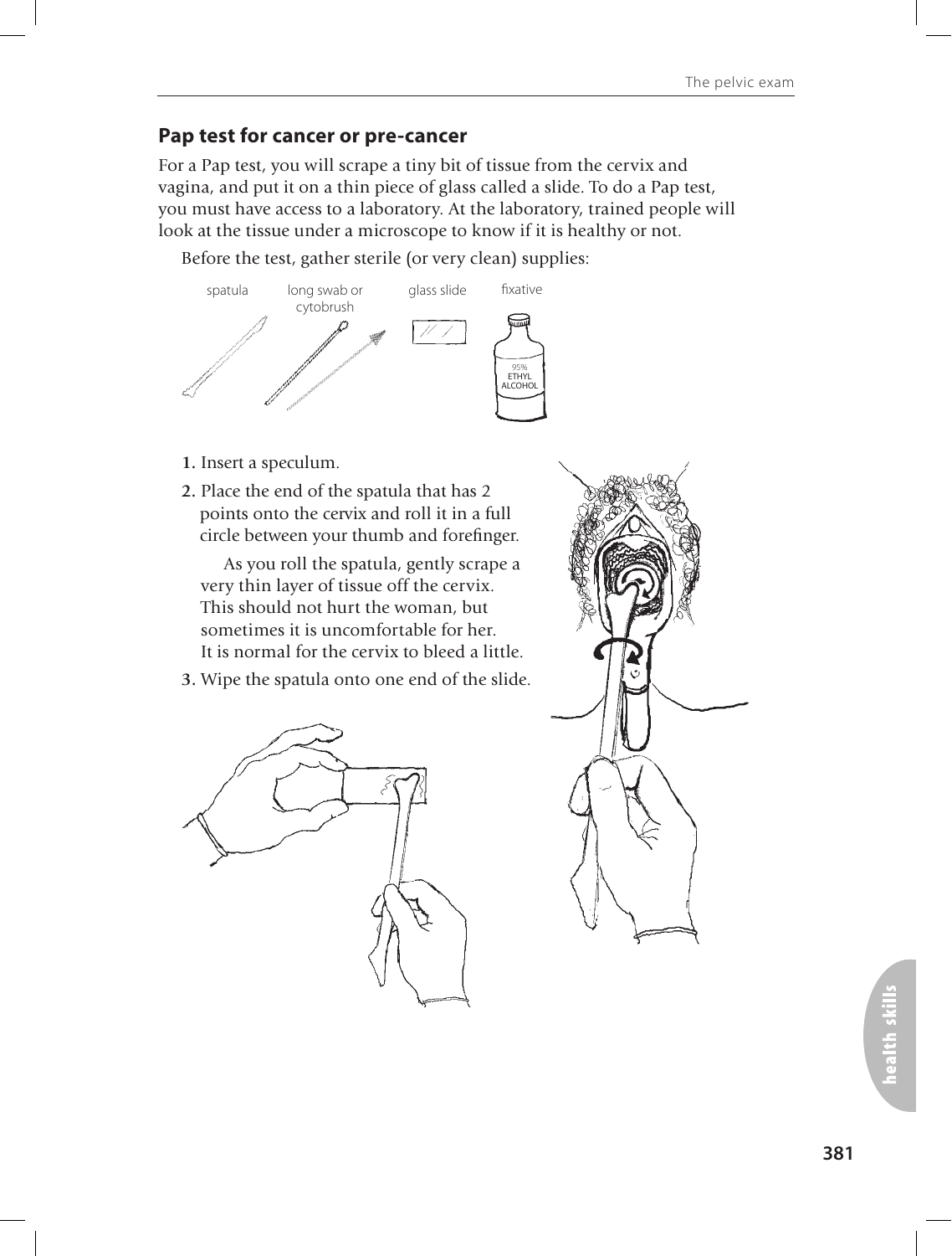## Pap test for cancer or pre-cancer

For a Pap test, you will scrape a tiny bit of tissue from the cervix and vagina, and put it on a thin piece of glass called a slide. To do a Pap test, you must have access to a laboratory. At the laboratory, trained people will look at the tissue under a microscope to know if it is healthy or not.

Before the test, gather sterile (or very clean) supplies:

spatula | long swab or cytobrush | glass slide | fixative (95% ETHYL ALCOHOL)

1. Insert a speculum.
2. Place the end of the spatula that has 2 points onto the cervix and roll it in a full circle between your thumb and forefinger.

   As you roll the spatula, gently scrape a very thin layer of tissue off the cervix. This should not hurt the woman, but sometimes it is uncomfortable for her. It is normal for the cervix to bleed a little.
3. Wipe the spatula onto one end of the slide.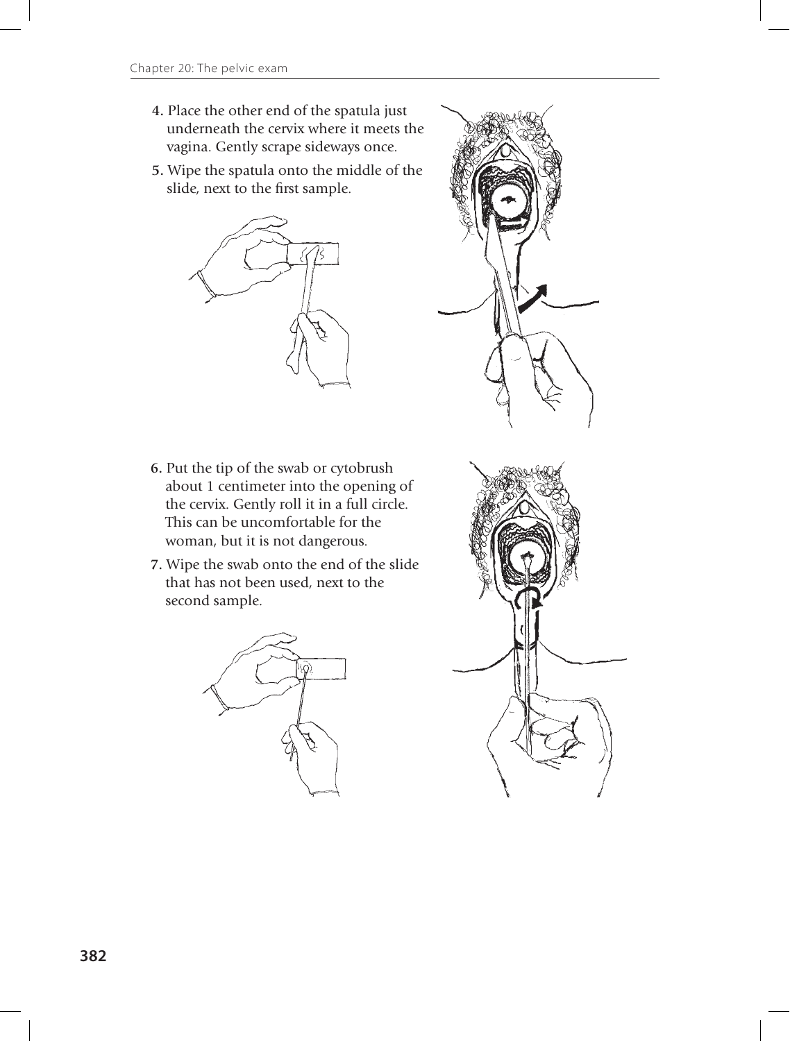4. Place the other end of the spatula just underneath the cervix where it meets the vagina. Gently scrape sideways once.
5. Wipe the spatula onto the middle of the slide, next to the first sample.

6. Put the tip of the swab or cytobrush about 1 centimeter into the opening of the cervix. Gently roll it in a full circle. This can be uncomfortable for the woman, but it is not dangerous.
7. Wipe the swab onto the end of the slide that has not been used, next to the second sample.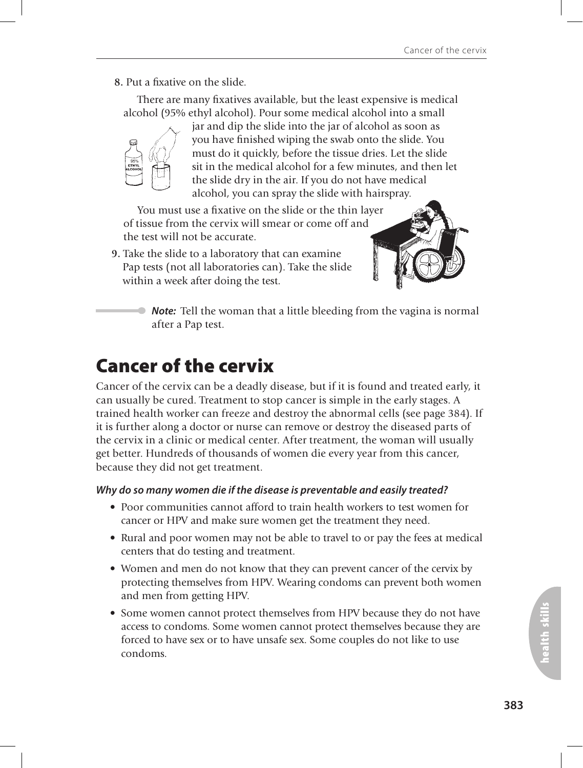8. Put a fixative on the slide.

There are many fixatives available, but the least expensive is medical alcohol (95% ethyl alcohol). Pour some medical alcohol into a small jar and dip the slide into the jar of alcohol as soon as you have finished wiping the swab onto the slide. You must do it quickly, before the tissue dries. Let the slide sit in the medical alcohol for a few minutes, and then let the slide dry in the air. If you do not have medical alcohol, you can spray the slide with hairspray.

You must use a fixative on the slide or the thin layer of tissue from the cervix will smear or come off and the test will not be accurate.

9. Take the slide to a laboratory that can examine Pap tests (not all laboratories can). Take the slide within a week after doing the test.

***Note:*** Tell the woman that a little bleeding from the vagina is normal after a Pap test.

# Cancer of the cervix

Cancer of the cervix can be a deadly disease, but if it is found and treated early, it can usually be cured. Treatment to stop cancer is simple in the early stages. A trained health worker can freeze and destroy the abnormal cells (see page 384). If it is further along a doctor or nurse can remove or destroy the diseased parts of the cervix in a clinic or medical center. After treatment, the woman will usually get better. Hundreds of thousands of women die every year from this cancer, because they did not get treatment.

***Why do so many women die if the disease is preventable and easily treated?***

- Poor communities cannot afford to train health workers to test women for cancer or HPV and make sure women get the treatment they need.
- Rural and poor women may not be able to travel to or pay the fees at medical centers that do testing and treatment.
- Women and men do not know that they can prevent cancer of the cervix by protecting themselves from HPV. Wearing condoms can prevent both women and men from getting HPV.
- Some women cannot protect themselves from HPV because they do not have access to condoms. Some women cannot protect themselves because they are forced to have sex or to have unsafe sex. Some couples do not like to use condoms.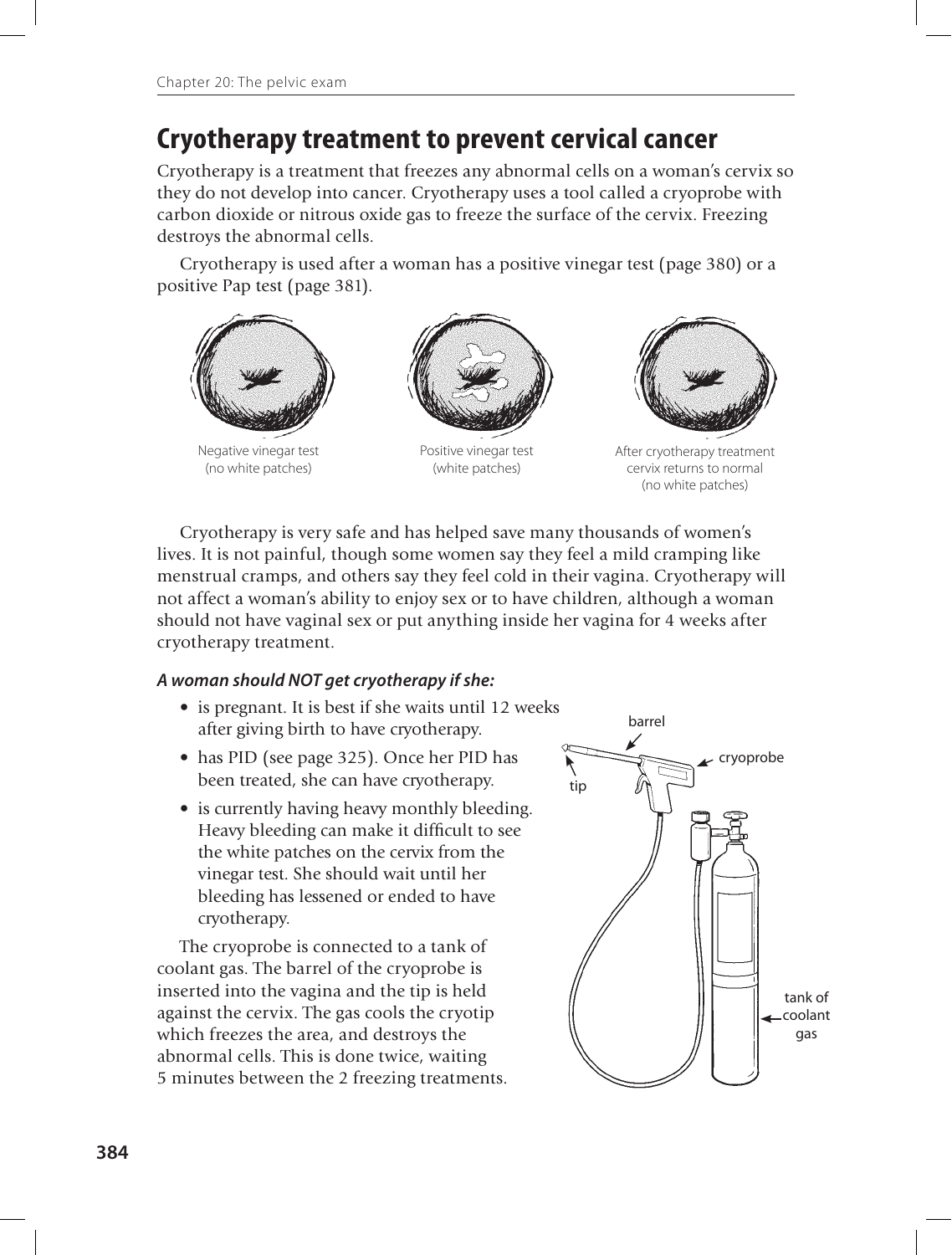# Cryotherapy treatment to prevent cervical cancer

Cryotherapy is a treatment that freezes any abnormal cells on a woman's cervix so they do not develop into cancer. Cryotherapy uses a tool called a cryoprobe with carbon dioxide or nitrous oxide gas to freeze the surface of the cervix. Freezing destroys the abnormal cells.

Cryotherapy is used after a woman has a positive vinegar test (page 380) or a positive Pap test (page 381).

Negative vinegar test (no white patches)

Positive vinegar test (white patches)

After cryotherapy treatment cervix returns to normal (no white patches)

Cryotherapy is very safe and has helped save many thousands of women's lives. It is not painful, though some women say they feel a mild cramping like menstrual cramps, and others say they feel cold in their vagina. Cryotherapy will not affect a woman's ability to enjoy sex or to have children, although a woman should not have vaginal sex or put anything inside her vagina for 4 weeks after cryotherapy treatment.

***A woman should NOT get cryotherapy if she:***

- is pregnant. It is best if she waits until 12 weeks after giving birth to have cryotherapy.
- has PID (see page 325). Once her PID has been treated, she can have cryotherapy.
- is currently having heavy monthly bleeding. Heavy bleeding can make it difficult to see the white patches on the cervix from the vinegar test. She should wait until her bleeding has lessened or ended to have cryotherapy.

The cryoprobe is connected to a tank of coolant gas. The barrel of the cryoprobe is inserted into the vagina and the tip is held against the cervix. The gas cools the cryotip which freezes the area, and destroys the abnormal cells. This is done twice, waiting 5 minutes between the 2 freezing treatments.

barrel

cryoprobe

tip

tank of coolant gas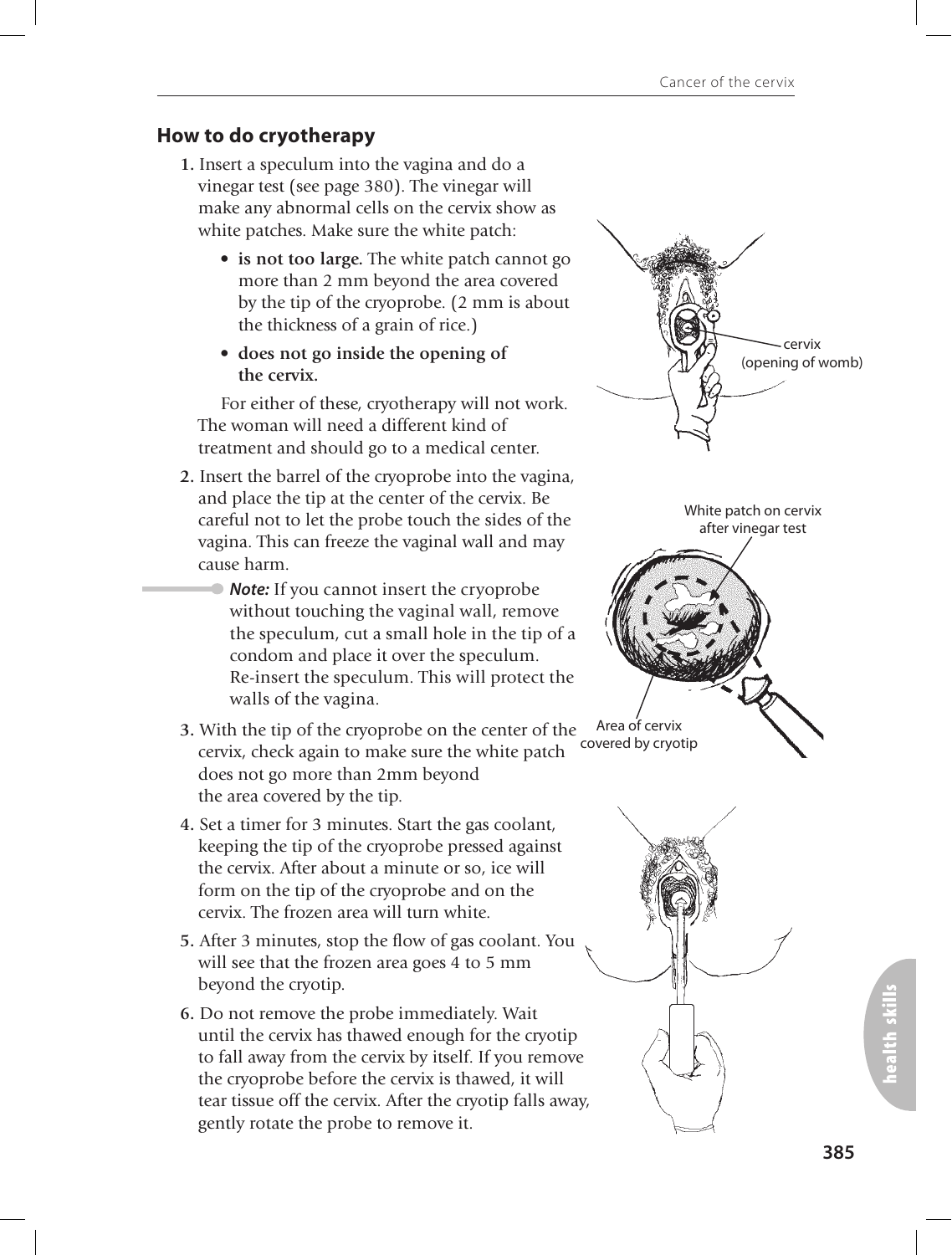## How to do cryotherapy

1. Insert a speculum into the vagina and do a vinegar test (see page 380). The vinegar will make any abnormal cells on the cervix show as white patches. Make sure the white patch:

   - **is not too large.** The white patch cannot go more than 2 mm beyond the area covered by the tip of the cryoprobe. (2 mm is about the thickness of a grain of rice.)
   - **does not go inside the opening of the cervix.**

   For either of these, cryotherapy will not work. The woman will need a different kind of treatment and should go to a medical center.

2. Insert the barrel of the cryoprobe into the vagina, and place the tip at the center of the cervix. Be careful not to let the probe touch the sides of the vagina. This can freeze the vaginal wall and may cause harm.

   ***Note:*** If you cannot insert the cryoprobe without touching the vaginal wall, remove the speculum, cut a small hole in the tip of a condom and place it over the speculum. Re-insert the speculum. This will protect the walls of the vagina.

3. With the tip of the cryoprobe on the center of the cervix, check again to make sure the white patch does not go more than 2mm beyond the area covered by the tip.

4. Set a timer for 3 minutes. Start the gas coolant, keeping the tip of the cryoprobe pressed against the cervix. After about a minute or so, ice will form on the tip of the cryoprobe and on the cervix. The frozen area will turn white.

5. After 3 minutes, stop the flow of gas coolant. You will see that the frozen area goes 4 to 5 mm beyond the cryotip.

6. Do not remove the probe immediately. Wait until the cervix has thawed enough for the cryotip to fall away from the cervix by itself. If you remove the cryoprobe before the cervix is thawed, it will tear tissue off the cervix. After the cryotip falls away, gently rotate the probe to remove it.

cervix (opening of womb)

White patch on cervix after vinegar test

Area of cervix covered by cryotip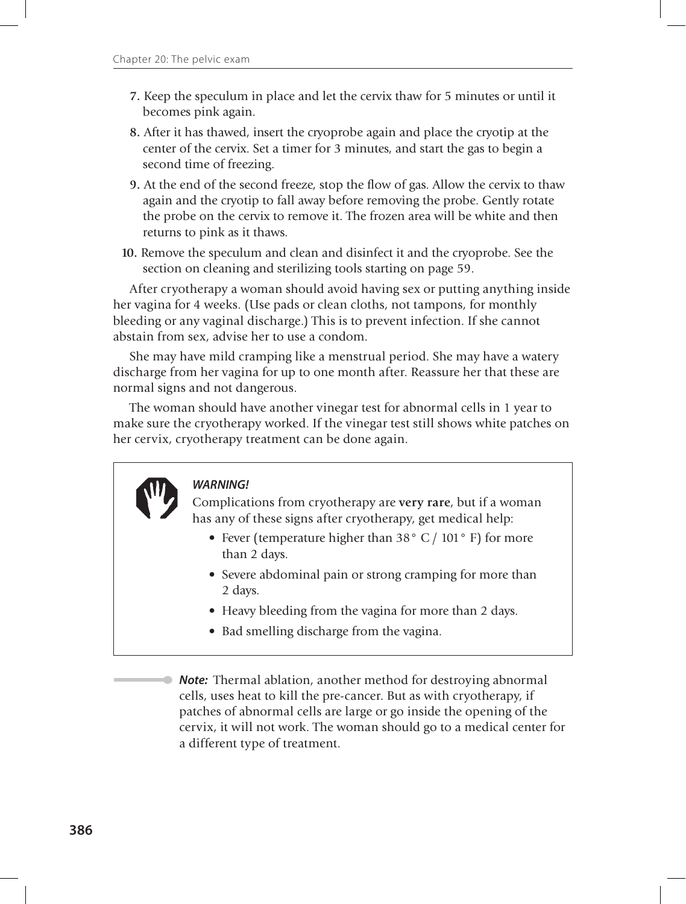7. Keep the speculum in place and let the cervix thaw for 5 minutes or until it becomes pink again.
8. After it has thawed, insert the cryoprobe again and place the cryotip at the center of the cervix. Set a timer for 3 minutes, and start the gas to begin a second time of freezing.
9. At the end of the second freeze, stop the flow of gas. Allow the cervix to thaw again and the cryotip to fall away before removing the probe. Gently rotate the probe on the cervix to remove it. The frozen area will be white and then returns to pink as it thaws.
10. Remove the speculum and clean and disinfect it and the cryoprobe. See the section on cleaning and sterilizing tools starting on page 59.

After cryotherapy a woman should avoid having sex or putting anything inside her vagina for 4 weeks. (Use pads or clean cloths, not tampons, for monthly bleeding or any vaginal discharge.) This is to prevent infection. If she cannot abstain from sex, advise her to use a condom.

She may have mild cramping like a menstrual period. She may have a watery discharge from her vagina for up to one month after. Reassure her that these are normal signs and not dangerous.

The woman should have another vinegar test for abnormal cells in 1 year to make sure the cryotherapy worked. If the vinegar test still shows white patches on her cervix, cryotherapy treatment can be done again.

***WARNING!***

Complications from cryotherapy are **very rare**, but if a woman has any of these signs after cryotherapy, get medical help:

- Fever (temperature higher than 38° C / 101° F) for more than 2 days.
- Severe abdominal pain or strong cramping for more than 2 days.
- Heavy bleeding from the vagina for more than 2 days.
- Bad smelling discharge from the vagina.

***Note:*** Thermal ablation, another method for destroying abnormal cells, uses heat to kill the pre-cancer. But as with cryotherapy, if patches of abnormal cells are large or go inside the opening of the cervix, it will not work. The woman should go to a medical center for a different type of treatment.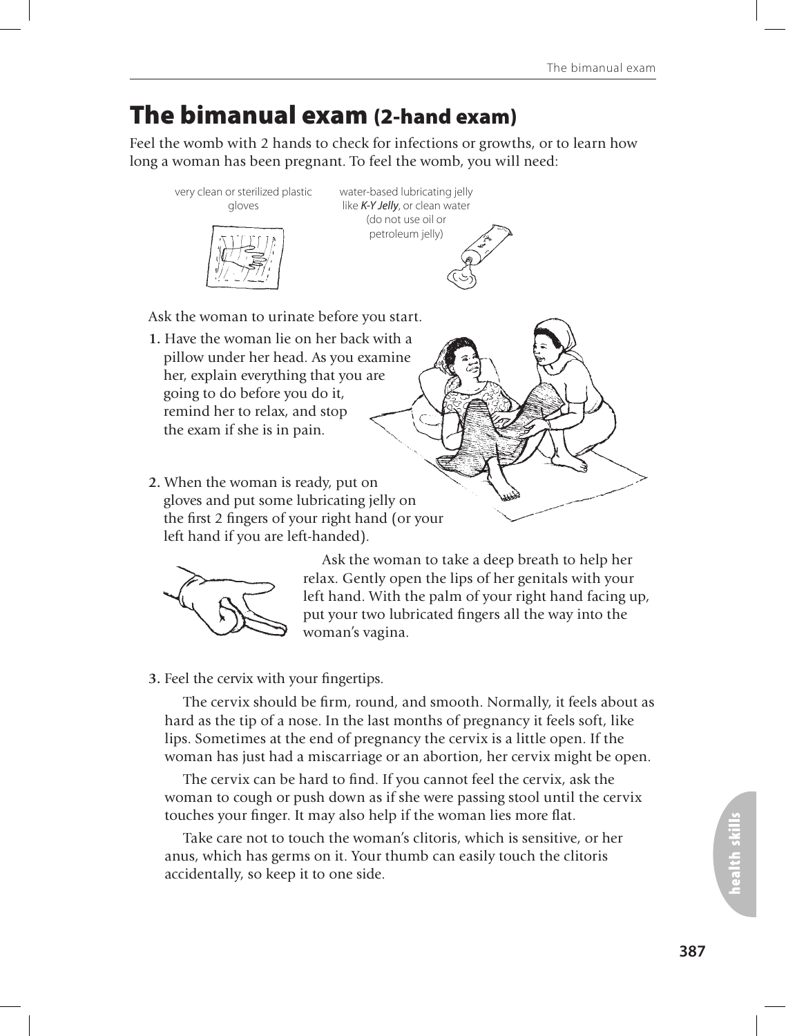# The bimanual exam (2-hand exam)

Feel the womb with 2 hands to check for infections or growths, or to learn how long a woman has been pregnant. To feel the womb, you will need:

very clean or sterilized plastic gloves

water-based lubricating jelly like *K-Y Jelly*, or clean water (do not use oil or petroleum jelly)

Ask the woman to urinate before you start.

1. Have the woman lie on her back with a pillow under her head. As you examine her, explain everything that you are going to do before you do it, remind her to relax, and stop the exam if she is in pain.

2. When the woman is ready, put on gloves and put some lubricating jelly on the first 2 fingers of your right hand (or your left hand if you are left-handed).

   Ask the woman to take a deep breath to help her relax. Gently open the lips of her genitals with your left hand. With the palm of your right hand facing up, put your two lubricated fingers all the way into the woman's vagina.

3. Feel the cervix with your fingertips.

   The cervix should be firm, round, and smooth. Normally, it feels about as hard as the tip of a nose. In the last months of pregnancy it feels soft, like lips. Sometimes at the end of pregnancy the cervix is a little open. If the woman has just had a miscarriage or an abortion, her cervix might be open.

   The cervix can be hard to find. If you cannot feel the cervix, ask the woman to cough or push down as if she were passing stool until the cervix touches your finger. It may also help if the woman lies more flat.

   Take care not to touch the woman's clitoris, which is sensitive, or her anus, which has germs on it. Your thumb can easily touch the clitoris accidentally, so keep it to one side.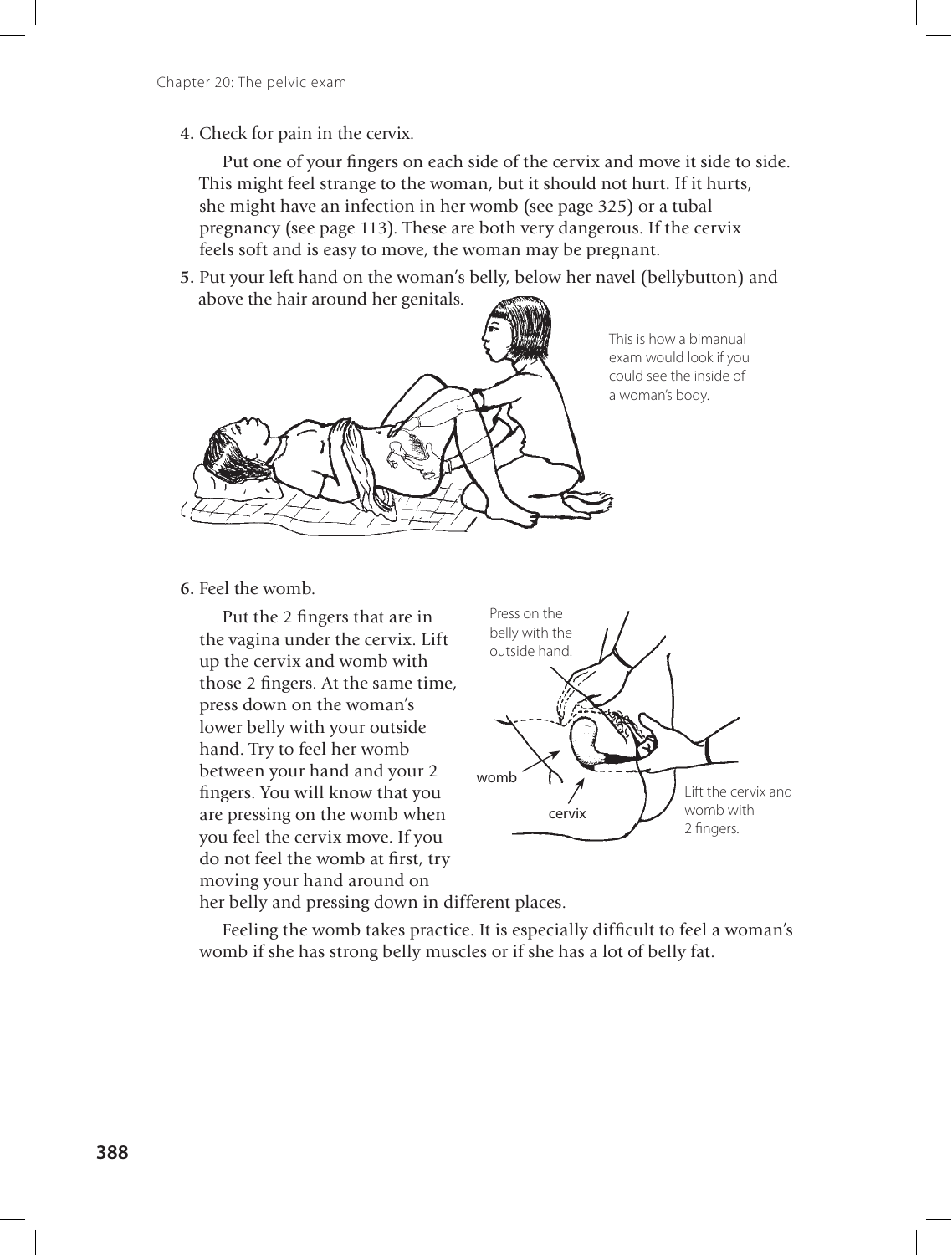4. Check for pain in the cervix.

   Put one of your fingers on each side of the cervix and move it side to side. This might feel strange to the woman, but it should not hurt. If it hurts, she might have an infection in her womb (see page 325) or a tubal pregnancy (see page 113). These are both very dangerous. If the cervix feels soft and is easy to move, the woman may be pregnant.

5. Put your left hand on the woman's belly, below her navel (bellybutton) and above the hair around her genitals.

This is how a bimanual exam would look if you could see the inside of a woman's body.

6. Feel the womb.

   Put the 2 fingers that are in the vagina under the cervix. Lift up the cervix and womb with those 2 fingers. At the same time, press down on the woman's lower belly with your outside hand. Try to feel her womb between your hand and your 2 fingers. You will know that you are pressing on the womb when you feel the cervix move. If you do not feel the womb at first, try moving your hand around on her belly and pressing down in different places.

   Press on the belly with the outside hand.

   womb

   cervix

   Lift the cervix and womb with 2 fingers.

   Feeling the womb takes practice. It is especially difficult to feel a woman's womb if she has strong belly muscles or if she has a lot of belly fat.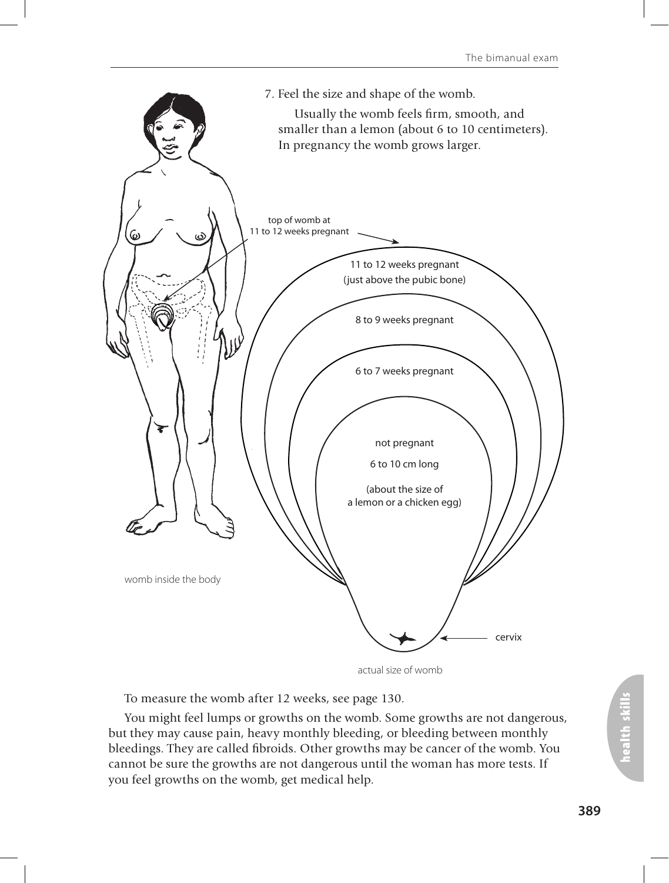7. Feel the size and shape of the womb.

   Usually the womb feels firm, smooth, and smaller than a lemon (about 6 to 10 centimeters). In pregnancy the womb grows larger.

top of womb at 11 to 12 weeks pregnant

11 to 12 weeks pregnant (just above the pubic bone)

8 to 9 weeks pregnant

6 to 7 weeks pregnant

not pregnant

6 to 10 cm long

(about the size of a lemon or a chicken egg)

cervix

womb inside the body

actual size of womb

To measure the womb after 12 weeks, see page 130.

You might feel lumps or growths on the womb. Some growths are not dangerous, but they may cause pain, heavy monthly bleeding, or bleeding between monthly bleedings. They are called fibroids. Other growths may be cancer of the womb. You cannot be sure the growths are not dangerous until the woman has more tests. If you feel growths on the womb, get medical help.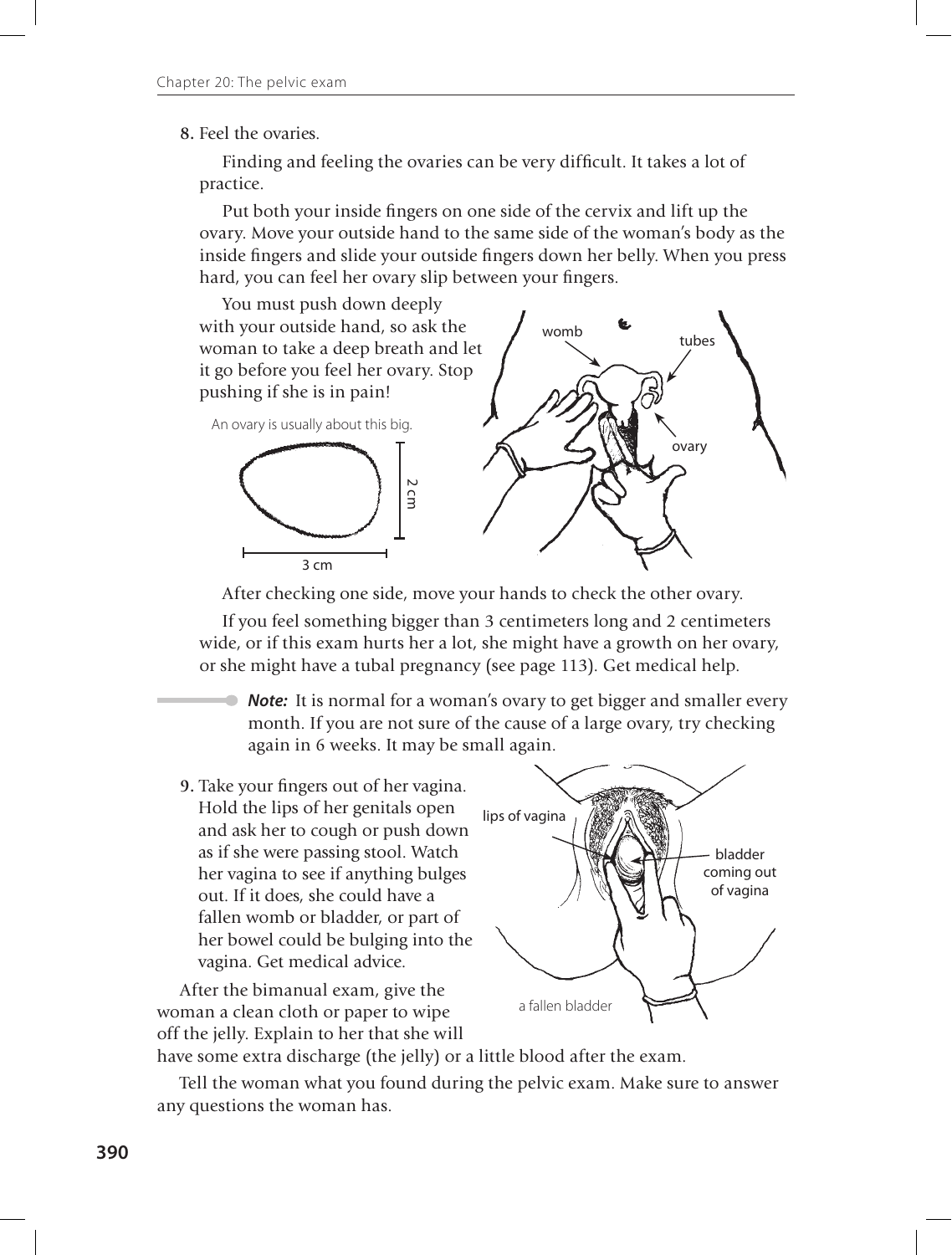8. Feel the ovaries.

   Finding and feeling the ovaries can be very difficult. It takes a lot of practice.

   Put both your inside fingers on one side of the cervix and lift up the ovary. Move your outside hand to the same side of the woman's body as the inside fingers and slide your outside fingers down her belly. When you press hard, you can feel her ovary slip between your fingers.

   You must push down deeply with your outside hand, so ask the woman to take a deep breath and let it go before you feel her ovary. Stop pushing if she is in pain!

   An ovary is usually about this big.

   2 cm

   3 cm

   womb

   tubes

   ovary

   After checking one side, move your hands to check the other ovary.

   If you feel something bigger than 3 centimeters long and 2 centimeters wide, or if this exam hurts her a lot, she might have a growth on her ovary, or she might have a tubal pregnancy (see page 113). Get medical help.

   ***Note:*** It is normal for a woman's ovary to get bigger and smaller every month. If you are not sure of the cause of a large ovary, try checking again in 6 weeks. It may be small again.

9. Take your fingers out of her vagina. Hold the lips of her genitals open and ask her to cough or push down as if she were passing stool. Watch her vagina to see if anything bulges out. If it does, she could have a fallen womb or bladder, or part of her bowel could be bulging into the vagina. Get medical advice.

lips of vagina

bladder coming out of vagina

a fallen bladder

After the bimanual exam, give the woman a clean cloth or paper to wipe off the jelly. Explain to her that she will have some extra discharge (the jelly) or a little blood after the exam.

Tell the woman what you found during the pelvic exam. Make sure to answer any questions the woman has.